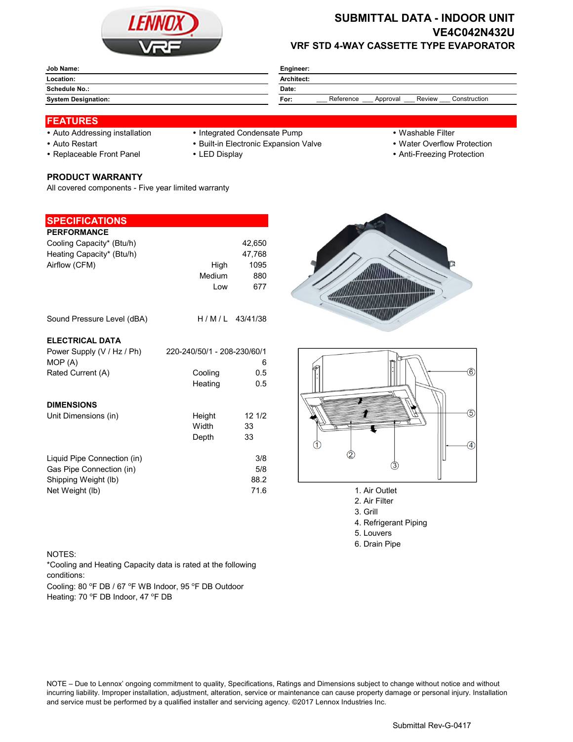# SUBMITTAL DATA - INDOOR UNIT

## VE4C042N432U

### VRF STD 4-WAY CASSETTE TYPE EVAPORATOR

| | | | |
|---|---|---|---|
| **Job Name:** | | **Engineer:** | |
| **Location:** | | **Architect:** | |
| **Schedule No.:** | | **Date:** | |
| **System Designation:** | | **For:** | ___ Reference ___ Approval ___ Review ___ Construction |

## FEATURES

- Auto Addressing installation
- Auto Restart
- Replaceable Front Panel
- Integrated Condensate Pump
- Built-in Electronic Expansion Valve
- LED Display
- Washable Filter
- Water Overflow Protection
- Anti-Freezing Protection

### PRODUCT WARRANTY

All covered components - Five year limited warranty

## SPECIFICATIONS

### PERFORMANCE

| | | |
|---|---|---|
| Cooling Capacity* (Btu/h) | | 42,650 |
| Heating Capacity* (Btu/h) | | 47,768 |
| Airflow (CFM) | High | 1095 |
| | Medium | 880 |
| | Low | 677 |
| Sound Pressure Level (dBA) | H / M / L | 43/41/38 |

### ELECTRICAL DATA

| | | |
|---|---|---|
| Power Supply (V / Hz / Ph) | | 220-240/50/1 - 208-230/60/1 |
| MOP (A) | | 6 |
| Rated Current (A) | Cooling | 0.5 |
| | Heating | 0.5 |

### DIMENSIONS

| | | |
|---|---|---|
| Unit Dimensions (in) | Height | 12 1/2 |
| | Width | 33 |
| | Depth | 33 |
| Liquid Pipe Connection (in) | | 3/8 |
| Gas Pipe Connection (in) | | 5/8 |
| Shipping Weight (lb) | | 88.2 |
| Net Weight (lb) | | 71.6 |

1. Air Outlet
2. Air Filter
3. Grill
4. Refrigerant Piping
5. Louvers
6. Drain Pipe

NOTES:

*Cooling and Heating Capacity data is rated at the following conditions:

Cooling: 80 °F DB / 67 °F WB Indoor, 95 °F DB Outdoor

Heating: 70 °F DB Indoor, 47 °F DB

NOTE – Due to Lennox' ongoing commitment to quality, Specifications, Ratings and Dimensions subject to change without notice and without incurring liability. Improper installation, adjustment, alteration, service or maintenance can cause property damage or personal injury. Installation and service must be performed by a qualified installer and servicing agency. ©2017 Lennox Industries Inc.

Submittal Rev-G-0417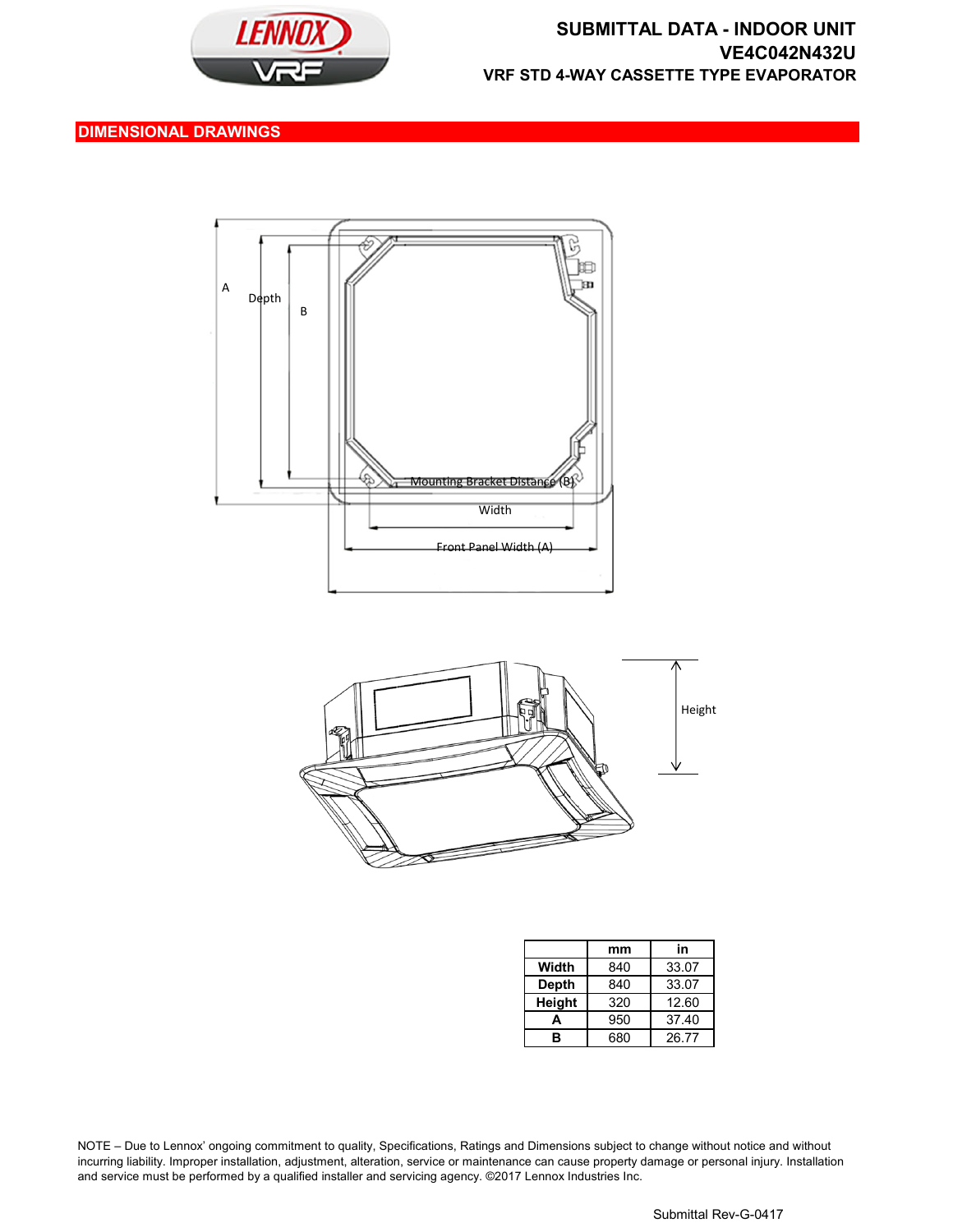# SUBMITTAL DATA - INDOOR UNIT
# VE4C042N432U
## VRF STD 4-WAY CASSETTE TYPE EVAPORATOR

## DIMENSIONAL DRAWINGS

A

Depth

B

Mounting Bracket Distance (B)

Width

Front Panel Width (A)

Height

| | mm | in |
|---|---|---|
| **Width** | 840 | 33.07 |
| **Depth** | 840 | 33.07 |
| **Height** | 320 | 12.60 |
| **A** | 950 | 37.40 |
| **B** | 680 | 26.77 |

NOTE – Due to Lennox' ongoing commitment to quality, Specifications, Ratings and Dimensions subject to change without notice and without incurring liability. Improper installation, adjustment, alteration, service or maintenance can cause property damage or personal injury. Installation and service must be performed by a qualified installer and servicing agency. ©2017 Lennox Industries Inc.

Submittal Rev-G-0417